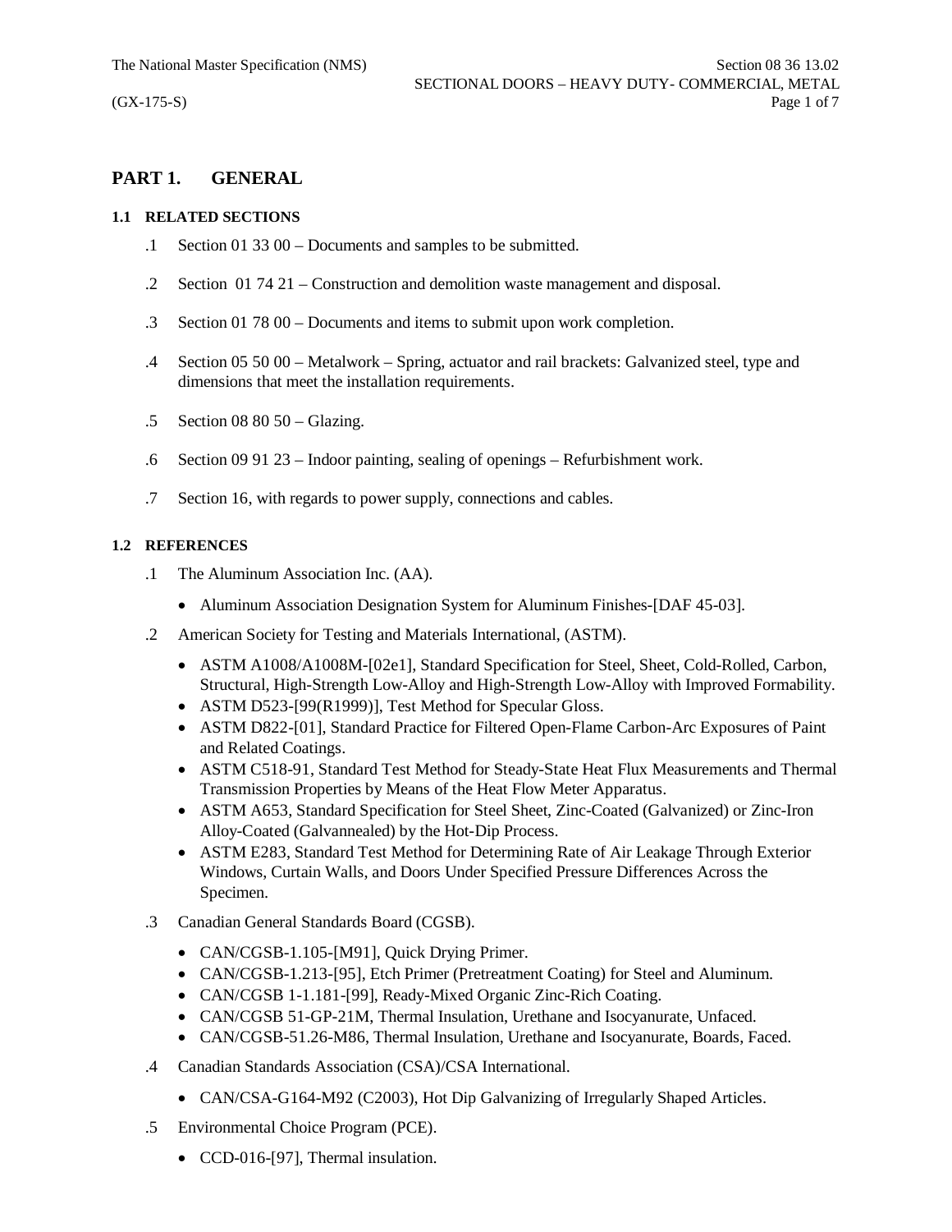# PART 1. GENERAL

## 1.1 RELATED SECTIONS

.1 Section 01 33 00 – Documents and samples to be submitted.

.2 Section 01 74 21 – Construction and demolition waste management and disposal.

.3 Section 01 78 00 – Documents and items to submit upon work completion.

.4 Section 05 50 00 – Metalwork – Spring, actuator and rail brackets: Galvanized steel, type and dimensions that meet the installation requirements.

.5 Section 08 80 50 – Glazing.

.6 Section 09 91 23 – Indoor painting, sealing of openings – Refurbishment work.

.7 Section 16, with regards to power supply, connections and cables.

## 1.2 REFERENCES

.1 The Aluminum Association Inc. (AA).

- Aluminum Association Designation System for Aluminum Finishes-[DAF 45-03].

.2 American Society for Testing and Materials International, (ASTM).

- ASTM A1008/A1008M-[02e1], Standard Specification for Steel, Sheet, Cold-Rolled, Carbon, Structural, High-Strength Low-Alloy and High-Strength Low-Alloy with Improved Formability.
- ASTM D523-[99(R1999)], Test Method for Specular Gloss.
- ASTM D822-[01], Standard Practice for Filtered Open-Flame Carbon-Arc Exposures of Paint and Related Coatings.
- ASTM C518-91, Standard Test Method for Steady-State Heat Flux Measurements and Thermal Transmission Properties by Means of the Heat Flow Meter Apparatus.
- ASTM A653, Standard Specification for Steel Sheet, Zinc-Coated (Galvanized) or Zinc-Iron Alloy-Coated (Galvannealed) by the Hot-Dip Process.
- ASTM E283, Standard Test Method for Determining Rate of Air Leakage Through Exterior Windows, Curtain Walls, and Doors Under Specified Pressure Differences Across the Specimen.

.3 Canadian General Standards Board (CGSB).

- CAN/CGSB-1.105-[M91], Quick Drying Primer.
- CAN/CGSB-1.213-[95], Etch Primer (Pretreatment Coating) for Steel and Aluminum.
- CAN/CGSB 1-1.181-[99], Ready-Mixed Organic Zinc-Rich Coating.
- CAN/CGSB 51-GP-21M, Thermal Insulation, Urethane and Isocyanurate, Unfaced.
- CAN/CGSB-51.26-M86, Thermal Insulation, Urethane and Isocyanurate, Boards, Faced.

.4 Canadian Standards Association (CSA)/CSA International.

- CAN/CSA-G164-M92 (C2003), Hot Dip Galvanizing of Irregularly Shaped Articles.

.5 Environmental Choice Program (PCE).

- CCD-016-[97], Thermal insulation.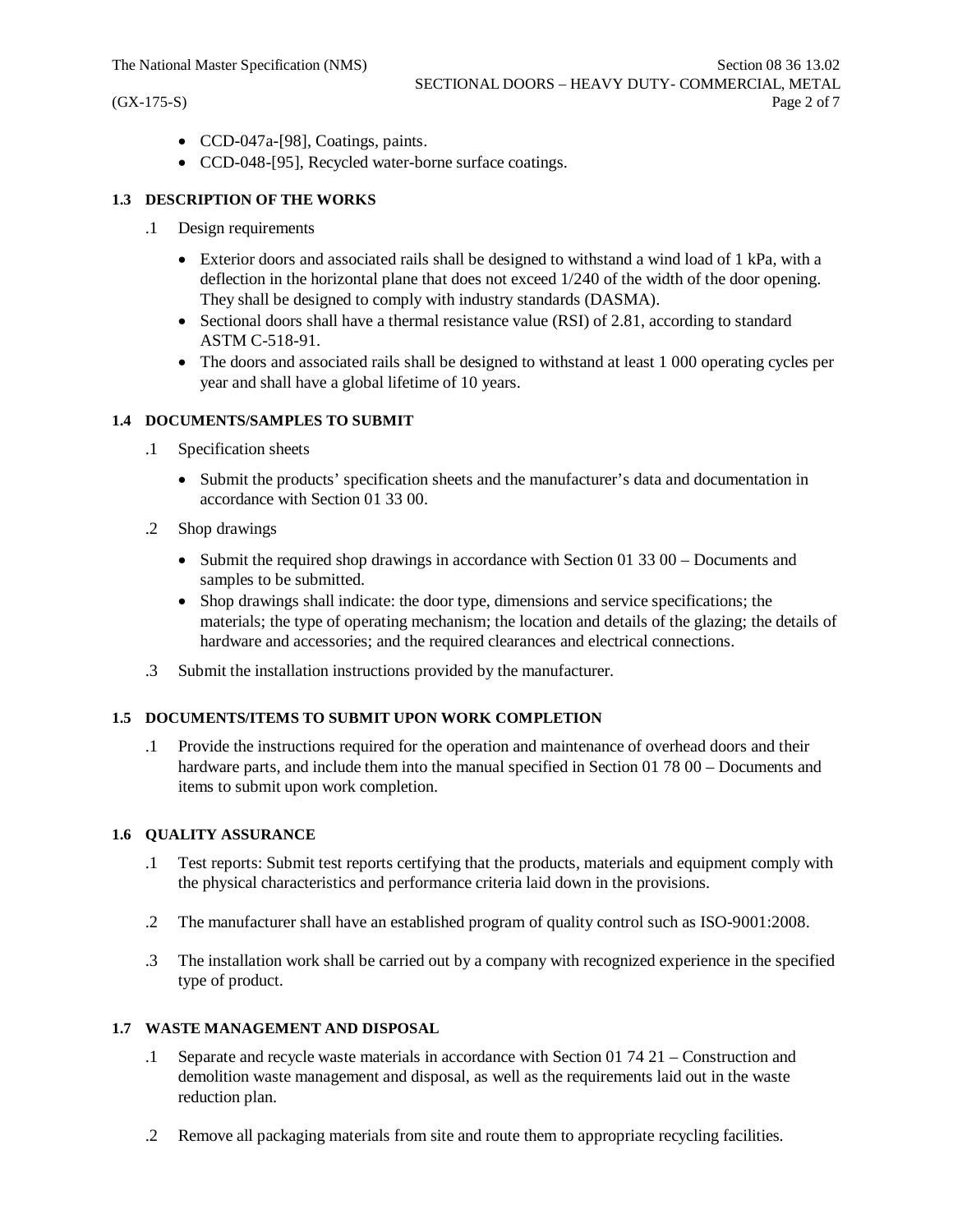- CCD-047a-[98], Coatings, paints.
- CCD-048-[95], Recycled water-borne surface coatings.

### 1.3 DESCRIPTION OF THE WORKS

.1 Design requirements

- Exterior doors and associated rails shall be designed to withstand a wind load of 1 kPa, with a deflection in the horizontal plane that does not exceed 1/240 of the width of the door opening. They shall be designed to comply with industry standards (DASMA).
- Sectional doors shall have a thermal resistance value (RSI) of 2.81, according to standard ASTM C-518-91.
- The doors and associated rails shall be designed to withstand at least 1 000 operating cycles per year and shall have a global lifetime of 10 years.

### 1.4 DOCUMENTS/SAMPLES TO SUBMIT

.1 Specification sheets

- Submit the products' specification sheets and the manufacturer's data and documentation in accordance with Section 01 33 00.

.2 Shop drawings

- Submit the required shop drawings in accordance with Section 01 33 00 – Documents and samples to be submitted.
- Shop drawings shall indicate: the door type, dimensions and service specifications; the materials; the type of operating mechanism; the location and details of the glazing; the details of hardware and accessories; and the required clearances and electrical connections.

.3 Submit the installation instructions provided by the manufacturer.

### 1.5 DOCUMENTS/ITEMS TO SUBMIT UPON WORK COMPLETION

.1 Provide the instructions required for the operation and maintenance of overhead doors and their hardware parts, and include them into the manual specified in Section 01 78 00 – Documents and items to submit upon work completion.

### 1.6 QUALITY ASSURANCE

.1 Test reports: Submit test reports certifying that the products, materials and equipment comply with the physical characteristics and performance criteria laid down in the provisions.

.2 The manufacturer shall have an established program of quality control such as ISO-9001:2008.

.3 The installation work shall be carried out by a company with recognized experience in the specified type of product.

### 1.7 WASTE MANAGEMENT AND DISPOSAL

.1 Separate and recycle waste materials in accordance with Section 01 74 21 – Construction and demolition waste management and disposal, as well as the requirements laid out in the waste reduction plan.

.2 Remove all packaging materials from site and route them to appropriate recycling facilities.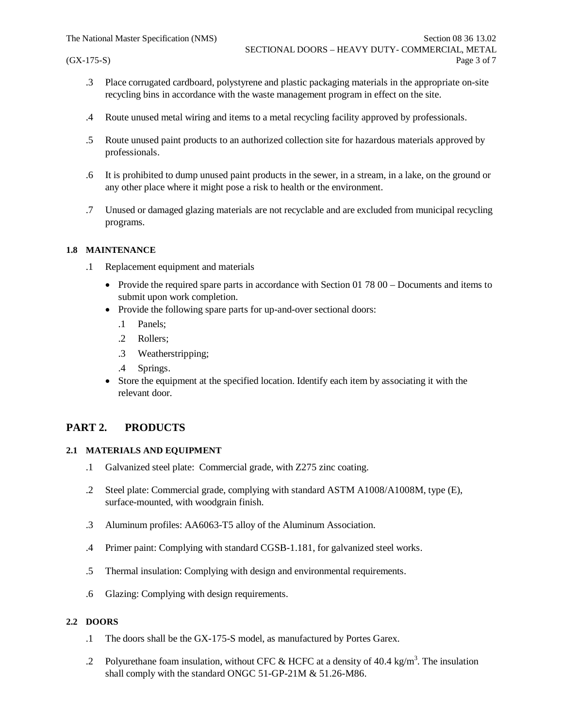.3 Place corrugated cardboard, polystyrene and plastic packaging materials in the appropriate on-site recycling bins in accordance with the waste management program in effect on the site.

.4 Route unused metal wiring and items to a metal recycling facility approved by professionals.

.5 Route unused paint products to an authorized collection site for hazardous materials approved by professionals.

.6 It is prohibited to dump unused paint products in the sewer, in a stream, in a lake, on the ground or any other place where it might pose a risk to health or the environment.

.7 Unused or damaged glazing materials are not recyclable and are excluded from municipal recycling programs.

### 1.8 MAINTENANCE

.1 Replacement equipment and materials

- Provide the required spare parts in accordance with Section 01 78 00 – Documents and items to submit upon work completion.
- Provide the following spare parts for up-and-over sectional doors:
  - .1 Panels;
  - .2 Rollers;
  - .3 Weatherstripping;
  - .4 Springs.
- Store the equipment at the specified location. Identify each item by associating it with the relevant door.

## PART 2. PRODUCTS

### 2.1 MATERIALS AND EQUIPMENT

.1 Galvanized steel plate: Commercial grade, with Z275 zinc coating.

.2 Steel plate: Commercial grade, complying with standard ASTM A1008/A1008M, type (E), surface-mounted, with woodgrain finish.

.3 Aluminum profiles: AA6063-T5 alloy of the Aluminum Association.

.4 Primer paint: Complying with standard CGSB-1.181, for galvanized steel works.

.5 Thermal insulation: Complying with design and environmental requirements.

.6 Glazing: Complying with design requirements.

### 2.2 DOORS

.1 The doors shall be the GX-175-S model, as manufactured by Portes Garex.

.2 Polyurethane foam insulation, without CFC & HCFC at a density of 40.4 kg/m$^3$. The insulation shall comply with the standard ONGC 51-GP-21M & 51.26-M86.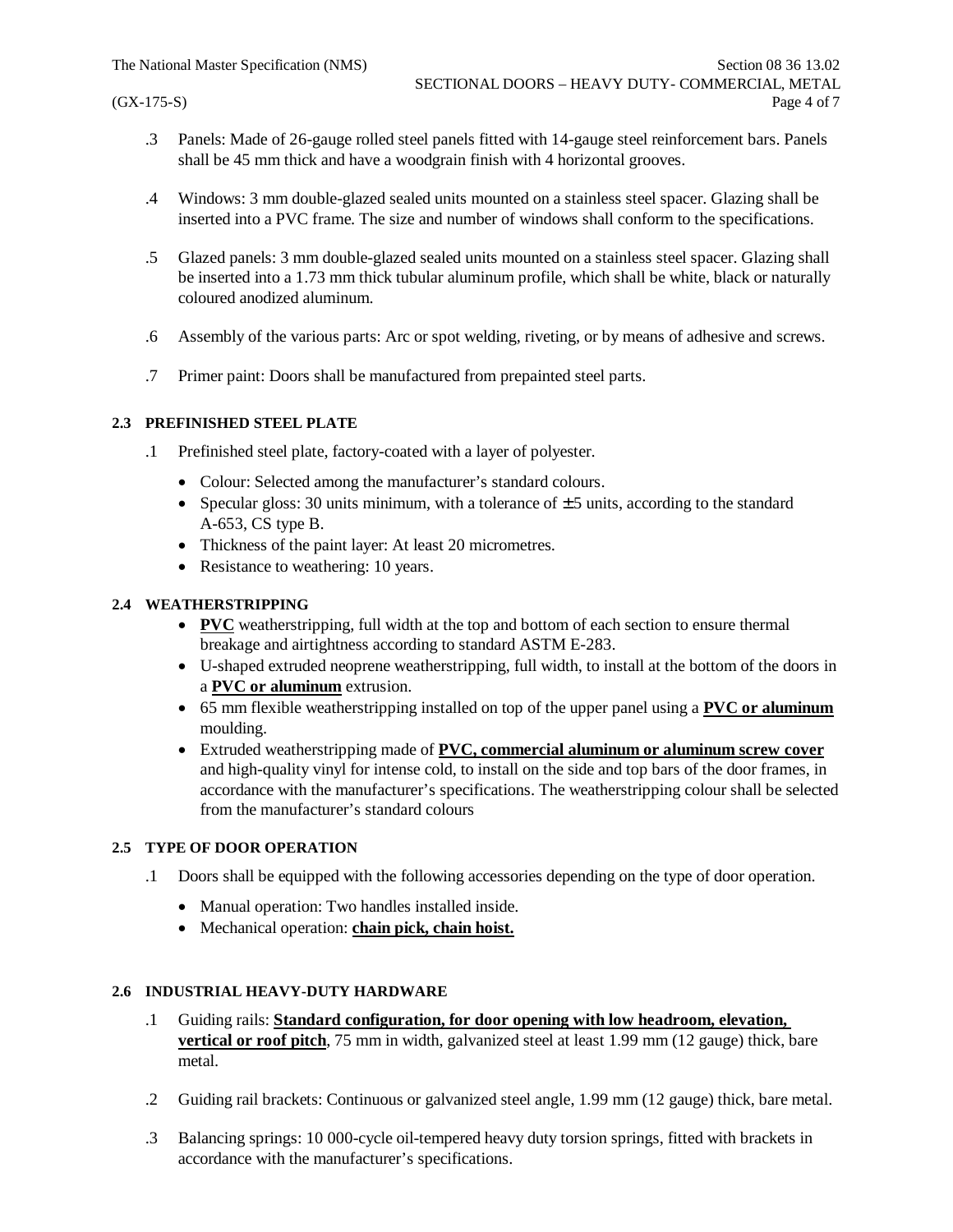.3 Panels: Made of 26-gauge rolled steel panels fitted with 14-gauge steel reinforcement bars. Panels shall be 45 mm thick and have a woodgrain finish with 4 horizontal grooves.

.4 Windows: 3 mm double-glazed sealed units mounted on a stainless steel spacer. Glazing shall be inserted into a PVC frame. The size and number of windows shall conform to the specifications.

.5 Glazed panels: 3 mm double-glazed sealed units mounted on a stainless steel spacer. Glazing shall be inserted into a 1.73 mm thick tubular aluminum profile, which shall be white, black or naturally coloured anodized aluminum.

.6 Assembly of the various parts: Arc or spot welding, riveting, or by means of adhesive and screws.

.7 Primer paint: Doors shall be manufactured from prepainted steel parts.

### 2.3 PREFINISHED STEEL PLATE

.1 Prefinished steel plate, factory-coated with a layer of polyester.

- Colour: Selected among the manufacturer's standard colours.
- Specular gloss: 30 units minimum, with a tolerance of ±5 units, according to the standard A-653, CS type B.
- Thickness of the paint layer: At least 20 micrometres.
- Resistance to weathering: 10 years.

### 2.4 WEATHERSTRIPPING

- **PVC** weatherstripping, full width at the top and bottom of each section to ensure thermal breakage and airtightness according to standard ASTM E-283.
- U-shaped extruded neoprene weatherstripping, full width, to install at the bottom of the doors in a **PVC or aluminum** extrusion.
- 65 mm flexible weatherstripping installed on top of the upper panel using a **PVC or aluminum** moulding.
- Extruded weatherstripping made of **PVC, commercial aluminum or aluminum screw cover** and high-quality vinyl for intense cold, to install on the side and top bars of the door frames, in accordance with the manufacturer's specifications. The weatherstripping colour shall be selected from the manufacturer's standard colours

### 2.5 TYPE OF DOOR OPERATION

.1 Doors shall be equipped with the following accessories depending on the type of door operation.

- Manual operation: Two handles installed inside.
- Mechanical operation: **chain pick, chain hoist.**

### 2.6 INDUSTRIAL HEAVY-DUTY HARDWARE

.1 Guiding rails: **Standard configuration, for door opening with low headroom, elevation, vertical or roof pitch**, 75 mm in width, galvanized steel at least 1.99 mm (12 gauge) thick, bare metal.

.2 Guiding rail brackets: Continuous or galvanized steel angle, 1.99 mm (12 gauge) thick, bare metal.

.3 Balancing springs: 10 000-cycle oil-tempered heavy duty torsion springs, fitted with brackets in accordance with the manufacturer's specifications.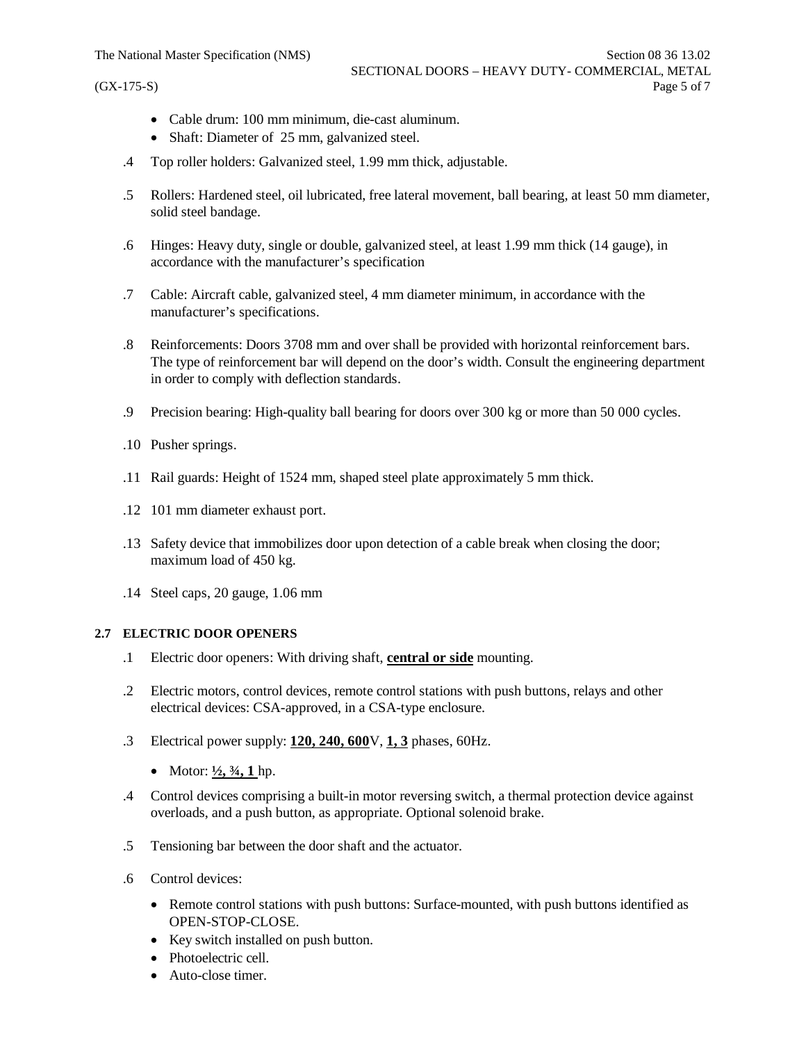- Cable drum: 100 mm minimum, die-cast aluminum.
- Shaft: Diameter of 25 mm, galvanized steel.

.4 Top roller holders: Galvanized steel, 1.99 mm thick, adjustable.

.5 Rollers: Hardened steel, oil lubricated, free lateral movement, ball bearing, at least 50 mm diameter, solid steel bandage.

.6 Hinges: Heavy duty, single or double, galvanized steel, at least 1.99 mm thick (14 gauge), in accordance with the manufacturer's specification

.7 Cable: Aircraft cable, galvanized steel, 4 mm diameter minimum, in accordance with the manufacturer's specifications.

.8 Reinforcements: Doors 3708 mm and over shall be provided with horizontal reinforcement bars. The type of reinforcement bar will depend on the door's width. Consult the engineering department in order to comply with deflection standards.

.9 Precision bearing: High-quality ball bearing for doors over 300 kg or more than 50 000 cycles.

.10 Pusher springs.

.11 Rail guards: Height of 1524 mm, shaped steel plate approximately 5 mm thick.

.12 101 mm diameter exhaust port.

.13 Safety device that immobilizes door upon detection of a cable break when closing the door; maximum load of 450 kg.

.14 Steel caps, 20 gauge, 1.06 mm

### 2.7 ELECTRIC DOOR OPENERS

.1 Electric door openers: With driving shaft, **central or side** mounting.

.2 Electric motors, control devices, remote control stations with push buttons, relays and other electrical devices: CSA-approved, in a CSA-type enclosure.

.3 Electrical power supply: **120, 240, 600**V, **1, 3** phases, 60Hz.

- Motor: **½, ¾, 1** hp.

.4 Control devices comprising a built-in motor reversing switch, a thermal protection device against overloads, and a push button, as appropriate. Optional solenoid brake.

.5 Tensioning bar between the door shaft and the actuator.

.6 Control devices:

- Remote control stations with push buttons: Surface-mounted, with push buttons identified as OPEN-STOP-CLOSE.
- Key switch installed on push button.
- Photoelectric cell.
- Auto-close timer.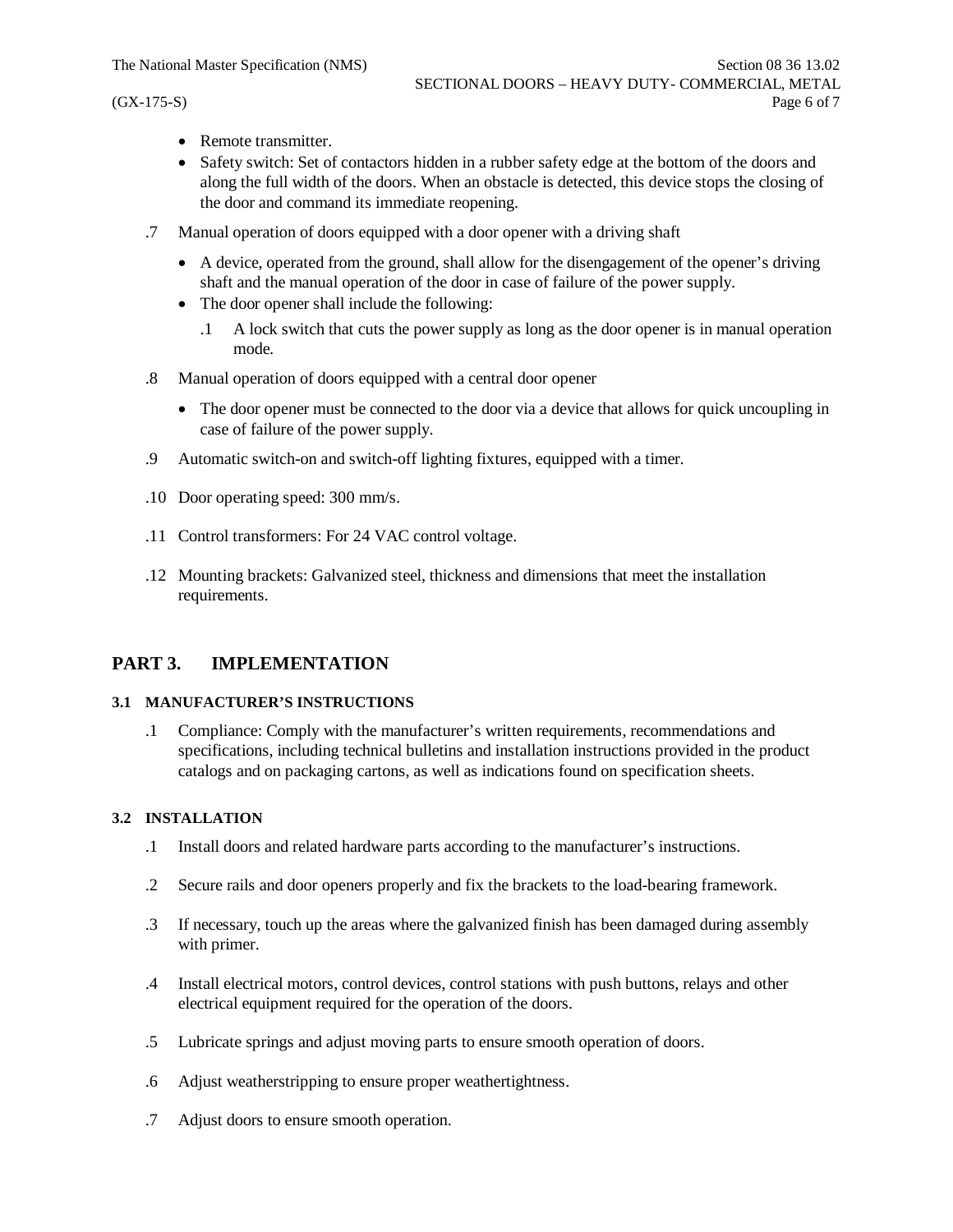- Remote transmitter.
- Safety switch: Set of contactors hidden in a rubber safety edge at the bottom of the doors and along the full width of the doors. When an obstacle is detected, this device stops the closing of the door and command its immediate reopening.

.7 Manual operation of doors equipped with a door opener with a driving shaft

- A device, operated from the ground, shall allow for the disengagement of the opener's driving shaft and the manual operation of the door in case of failure of the power supply.
- The door opener shall include the following:
  - .1 A lock switch that cuts the power supply as long as the door opener is in manual operation mode.

.8 Manual operation of doors equipped with a central door opener

- The door opener must be connected to the door via a device that allows for quick uncoupling in case of failure of the power supply.

.9 Automatic switch-on and switch-off lighting fixtures, equipped with a timer.

.10 Door operating speed: 300 mm/s.

.11 Control transformers: For 24 VAC control voltage.

.12 Mounting brackets: Galvanized steel, thickness and dimensions that meet the installation requirements.

# PART 3. IMPLEMENTATION

### 3.1 MANUFACTURER'S INSTRUCTIONS

.1 Compliance: Comply with the manufacturer's written requirements, recommendations and specifications, including technical bulletins and installation instructions provided in the product catalogs and on packaging cartons, as well as indications found on specification sheets.

### 3.2 INSTALLATION

.1 Install doors and related hardware parts according to the manufacturer's instructions.

.2 Secure rails and door openers properly and fix the brackets to the load-bearing framework.

.3 If necessary, touch up the areas where the galvanized finish has been damaged during assembly with primer.

.4 Install electrical motors, control devices, control stations with push buttons, relays and other electrical equipment required for the operation of the doors.

.5 Lubricate springs and adjust moving parts to ensure smooth operation of doors.

.6 Adjust weatherstripping to ensure proper weathertightness.

.7 Adjust doors to ensure smooth operation.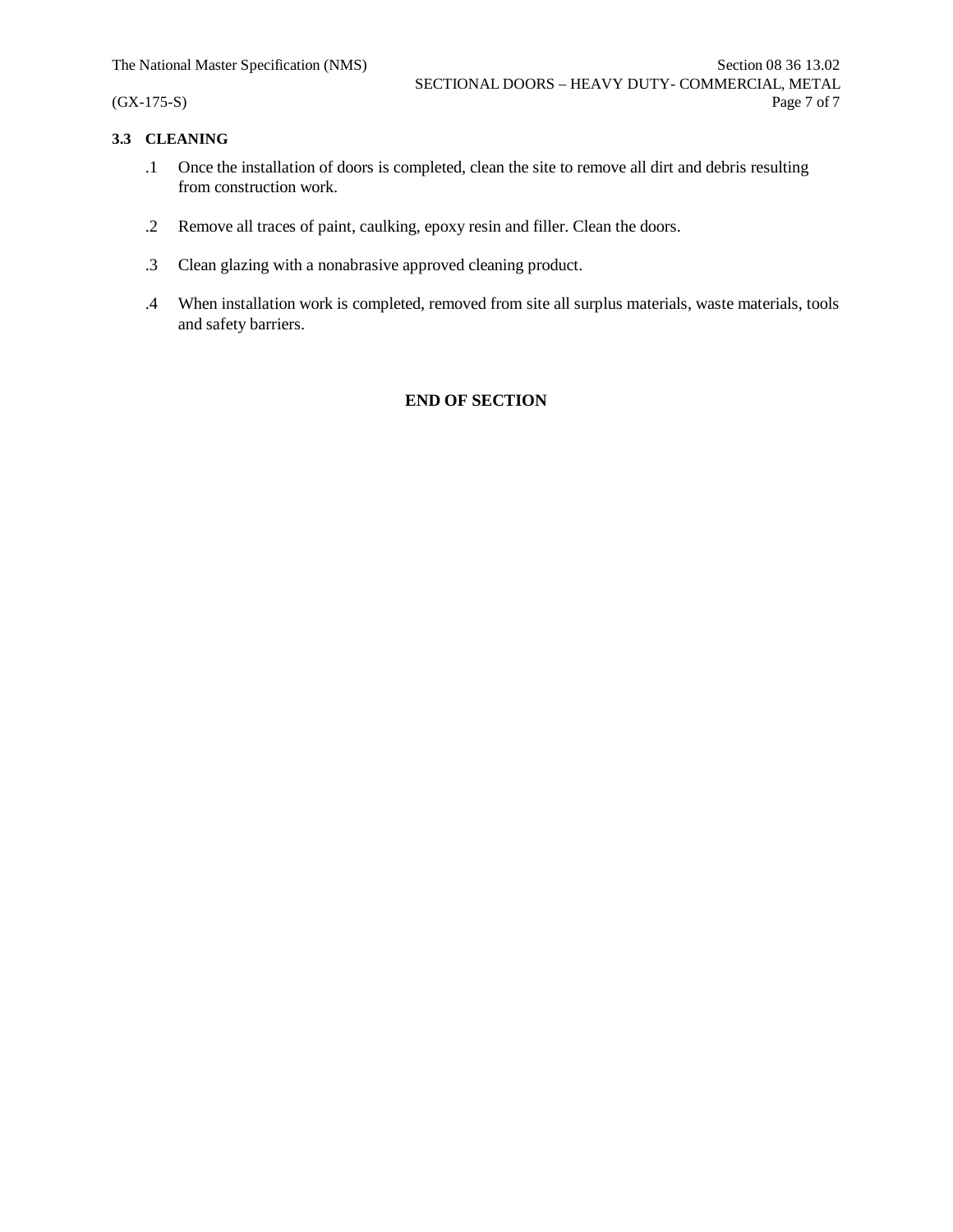### 3.3 CLEANING

.1 Once the installation of doors is completed, clean the site to remove all dirt and debris resulting from construction work.

.2 Remove all traces of paint, caulking, epoxy resin and filler. Clean the doors.

.3 Clean glazing with a nonabrasive approved cleaning product.

.4 When installation work is completed, removed from site all surplus materials, waste materials, tools and safety barriers.

**END OF SECTION**